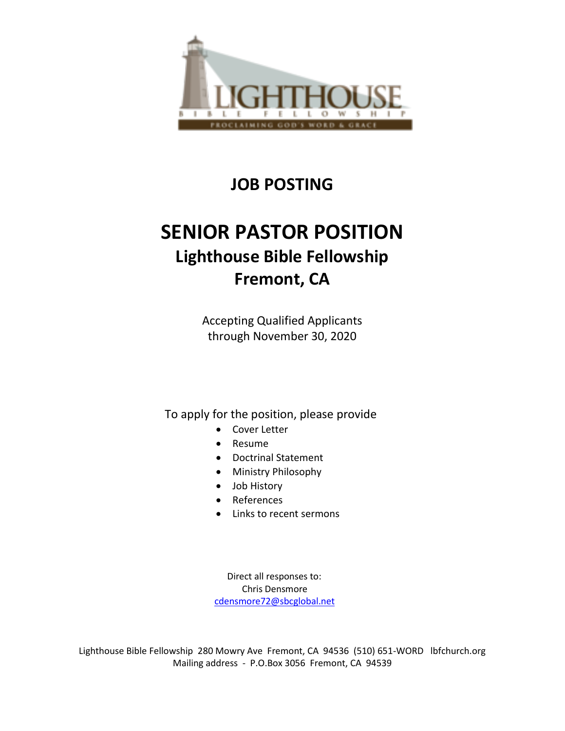# JOB POSTING

# SENIOR PASTOR POSITION

## Lighthouse Bible Fellowship

## Fremont, CA

Accepting Qualified Applicants
through November 30, 2020

To apply for the position, please provide

- Cover Letter
- Resume
- Doctrinal Statement
- Ministry Philosophy
- Job History
- References
- Links to recent sermons

Direct all responses to:
Chris Densmore
cdensmore72@sbcglobal.net

Lighthouse Bible Fellowship 280 Mowry Ave Fremont, CA 94536 (510) 651-WORD lbfchurch.org
Mailing address - P.O.Box 3056 Fremont, CA 94539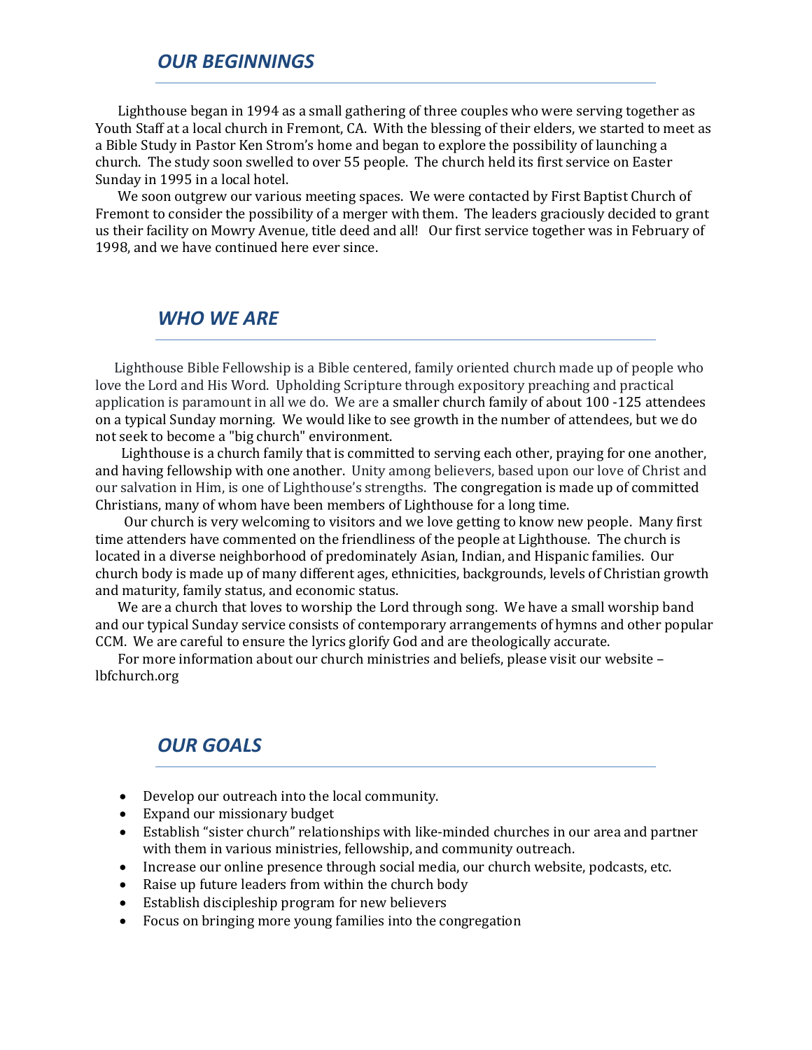## *OUR BEGINNINGS*

Lighthouse began in 1994 as a small gathering of three couples who were serving together as Youth Staff at a local church in Fremont, CA. With the blessing of their elders, we started to meet as a Bible Study in Pastor Ken Strom's home and began to explore the possibility of launching a church. The study soon swelled to over 55 people. The church held its first service on Easter Sunday in 1995 in a local hotel.

We soon outgrew our various meeting spaces. We were contacted by First Baptist Church of Fremont to consider the possibility of a merger with them. The leaders graciously decided to grant us their facility on Mowry Avenue, title deed and all! Our first service together was in February of 1998, and we have continued here ever since.

## *WHO WE ARE*

Lighthouse Bible Fellowship is a Bible centered, family oriented church made up of people who love the Lord and His Word. Upholding Scripture through expository preaching and practical application is paramount in all we do. We are a smaller church family of about 100 -125 attendees on a typical Sunday morning. We would like to see growth in the number of attendees, but we do not seek to become a "big church" environment.

Lighthouse is a church family that is committed to serving each other, praying for one another, and having fellowship with one another. Unity among believers, based upon our love of Christ and our salvation in Him, is one of Lighthouse's strengths. The congregation is made up of committed Christians, many of whom have been members of Lighthouse for a long time.

Our church is very welcoming to visitors and we love getting to know new people. Many first time attenders have commented on the friendliness of the people at Lighthouse. The church is located in a diverse neighborhood of predominately Asian, Indian, and Hispanic families. Our church body is made up of many different ages, ethnicities, backgrounds, levels of Christian growth and maturity, family status, and economic status.

We are a church that loves to worship the Lord through song. We have a small worship band and our typical Sunday service consists of contemporary arrangements of hymns and other popular CCM. We are careful to ensure the lyrics glorify God and are theologically accurate.

For more information about our church ministries and beliefs, please visit our website – lbfchurch.org

## *OUR GOALS*

- Develop our outreach into the local community.
- Expand our missionary budget
- Establish "sister church" relationships with like-minded churches in our area and partner with them in various ministries, fellowship, and community outreach.
- Increase our online presence through social media, our church website, podcasts, etc.
- Raise up future leaders from within the church body
- Establish discipleship program for new believers
- Focus on bringing more young families into the congregation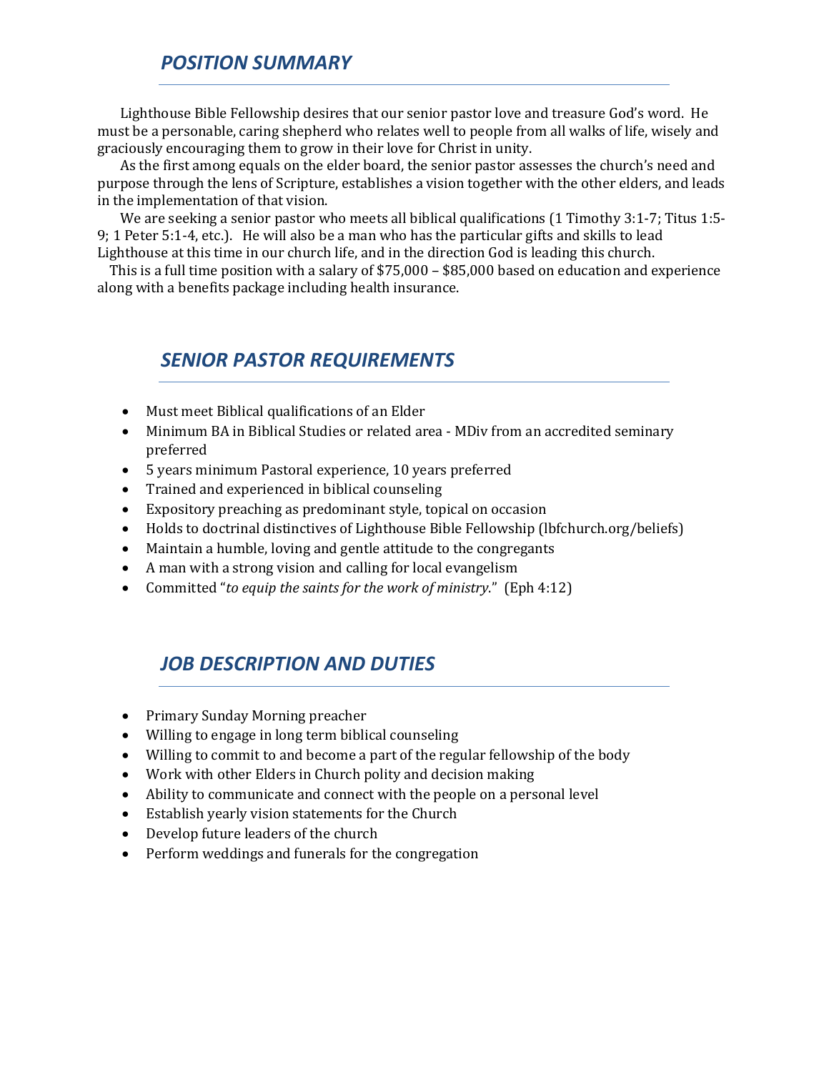## *POSITION SUMMARY*

Lighthouse Bible Fellowship desires that our senior pastor love and treasure God's word. He must be a personable, caring shepherd who relates well to people from all walks of life, wisely and graciously encouraging them to grow in their love for Christ in unity.

As the first among equals on the elder board, the senior pastor assesses the church's need and purpose through the lens of Scripture, establishes a vision together with the other elders, and leads in the implementation of that vision.

We are seeking a senior pastor who meets all biblical qualifications (1 Timothy 3:1-7; Titus 1:5-9; 1 Peter 5:1-4, etc.). He will also be a man who has the particular gifts and skills to lead Lighthouse at this time in our church life, and in the direction God is leading this church.

This is a full time position with a salary of $75,000 – $85,000 based on education and experience along with a benefits package including health insurance.

## *SENIOR PASTOR REQUIREMENTS*

- Must meet Biblical qualifications of an Elder
- Minimum BA in Biblical Studies or related area - MDiv from an accredited seminary preferred
- 5 years minimum Pastoral experience, 10 years preferred
- Trained and experienced in biblical counseling
- Expository preaching as predominant style, topical on occasion
- Holds to doctrinal distinctives of Lighthouse Bible Fellowship (lbfchurch.org/beliefs)
- Maintain a humble, loving and gentle attitude to the congregants
- A man with a strong vision and calling for local evangelism
- Committed "*to equip the saints for the work of ministry*." (Eph 4:12)

## *JOB DESCRIPTION AND DUTIES*

- Primary Sunday Morning preacher
- Willing to engage in long term biblical counseling
- Willing to commit to and become a part of the regular fellowship of the body
- Work with other Elders in Church polity and decision making
- Ability to communicate and connect with the people on a personal level
- Establish yearly vision statements for the Church
- Develop future leaders of the church
- Perform weddings and funerals for the congregation